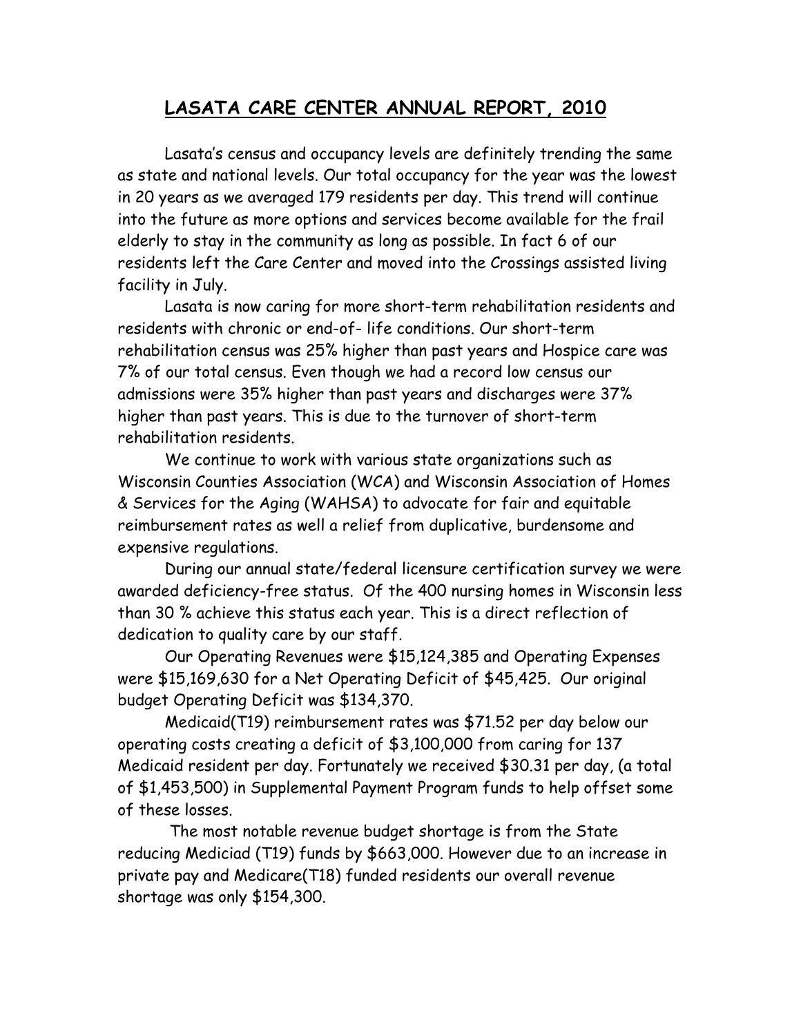# LASATA CARE CENTER ANNUAL REPORT, 2010

Lasata's census and occupancy levels are definitely trending the same as state and national levels. Our total occupancy for the year was the lowest in 20 years as we averaged 179 residents per day. This trend will continue into the future as more options and services become available for the frail elderly to stay in the community as long as possible. In fact 6 of our residents left the Care Center and moved into the Crossings assisted living facility in July.

Lasata is now caring for more short-term rehabilitation residents and residents with chronic or end-of- life conditions. Our short-term rehabilitation census was 25% higher than past years and Hospice care was 7% of our total census. Even though we had a record low census our admissions were 35% higher than past years and discharges were 37% higher than past years. This is due to the turnover of short-term rehabilitation residents.

We continue to work with various state organizations such as Wisconsin Counties Association (WCA) and Wisconsin Association of Homes & Services for the Aging (WAHSA) to advocate for fair and equitable reimbursement rates as well a relief from duplicative, burdensome and expensive regulations.

During our annual state/federal licensure certification survey we were awarded deficiency-free status. Of the 400 nursing homes in Wisconsin less than 30 % achieve this status each year. This is a direct reflection of dedication to quality care by our staff.

Our Operating Revenues were $15,124,385 and Operating Expenses were $15,169,630 for a Net Operating Deficit of $45,425. Our original budget Operating Deficit was $134,370.

Medicaid(T19) reimbursement rates was $71.52 per day below our operating costs creating a deficit of $3,100,000 from caring for 137 Medicaid resident per day. Fortunately we received $30.31 per day, (a total of $1,453,500) in Supplemental Payment Program funds to help offset some of these losses.

The most notable revenue budget shortage is from the State reducing Mediciad (T19) funds by $663,000. However due to an increase in private pay and Medicare(T18) funded residents our overall revenue shortage was only $154,300.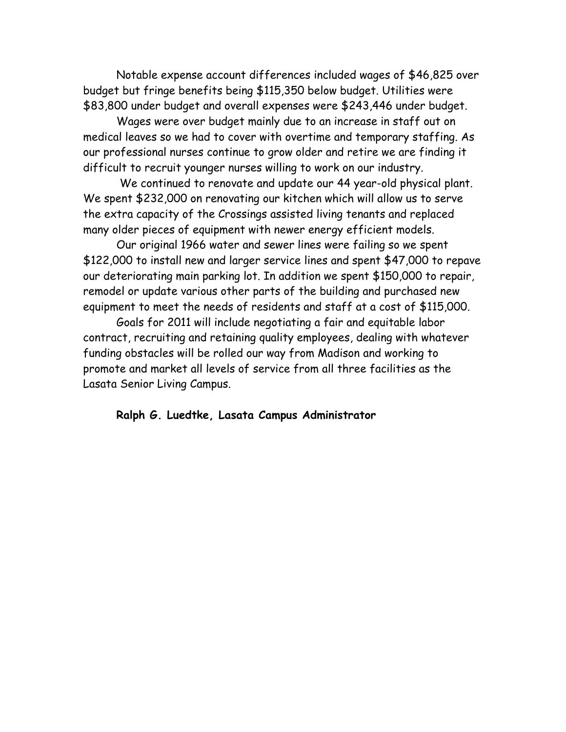Notable expense account differences included wages of $46,825 over budget but fringe benefits being $115,350 below budget. Utilities were $83,800 under budget and overall expenses were $243,446 under budget.

Wages were over budget mainly due to an increase in staff out on medical leaves so we had to cover with overtime and temporary staffing. As our professional nurses continue to grow older and retire we are finding it difficult to recruit younger nurses willing to work on our industry.

We continued to renovate and update our 44 year-old physical plant. We spent $232,000 on renovating our kitchen which will allow us to serve the extra capacity of the Crossings assisted living tenants and replaced many older pieces of equipment with newer energy efficient models.

Our original 1966 water and sewer lines were failing so we spent $122,000 to install new and larger service lines and spent $47,000 to repave our deteriorating main parking lot. In addition we spent $150,000 to repair, remodel or update various other parts of the building and purchased new equipment to meet the needs of residents and staff at a cost of $115,000.

Goals for 2011 will include negotiating a fair and equitable labor contract, recruiting and retaining quality employees, dealing with whatever funding obstacles will be rolled our way from Madison and working to promote and market all levels of service from all three facilities as the Lasata Senior Living Campus.

**Ralph G. Luedtke, Lasata Campus Administrator**